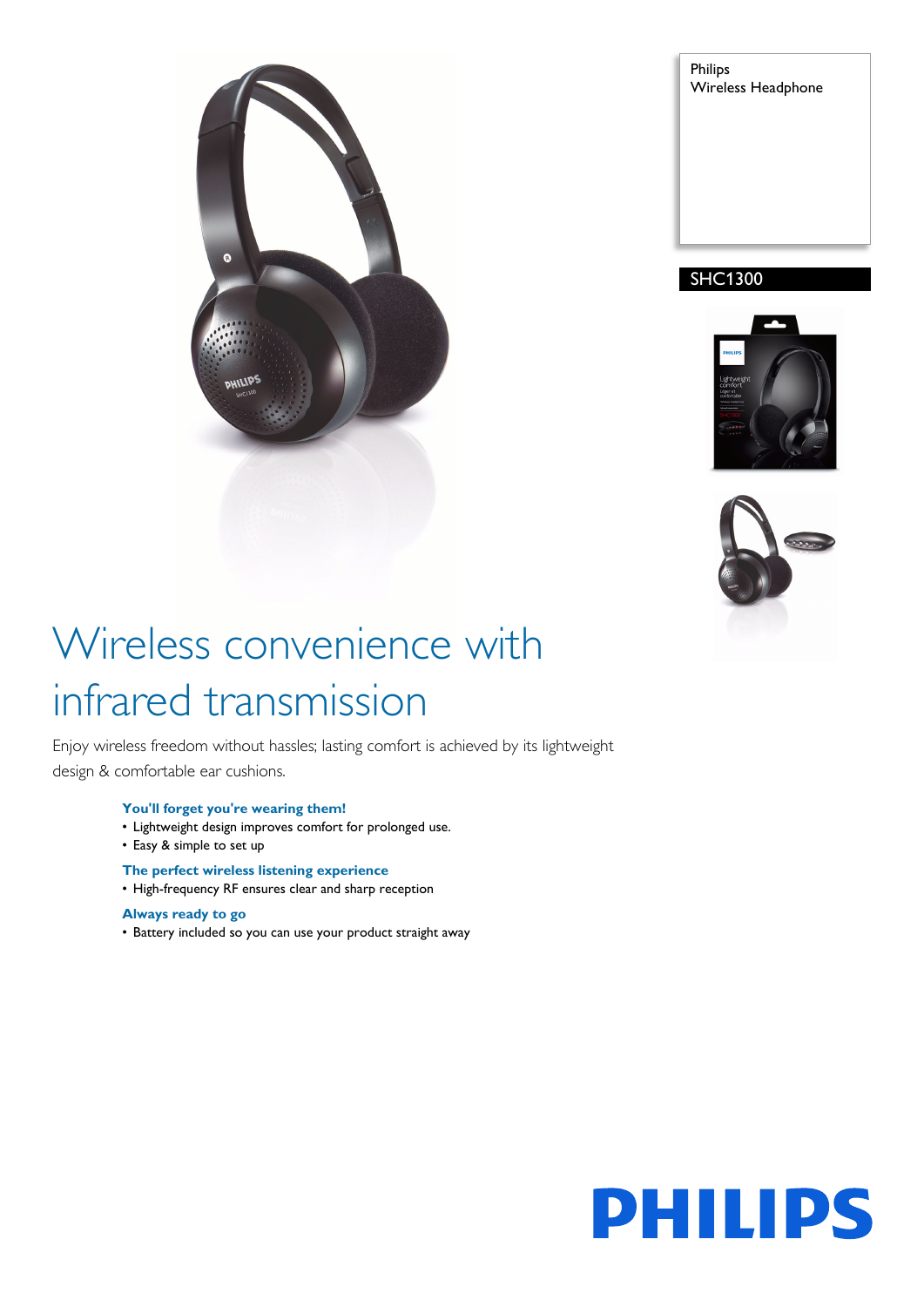Philips
Wireless Headphone

SHC1300

# Wireless convenience with infrared transmission

Enjoy wireless freedom without hassles; lasting comfort is achieved by its lightweight design & comfortable ear cushions.

**You'll forget you're wearing them!**
- Lightweight design improves comfort for prolonged use.
- Easy & simple to set up

**The perfect wireless listening experience**
- High-frequency RF ensures clear and sharp reception

**Always ready to go**
- Battery included so you can use your product straight away

PHILIPS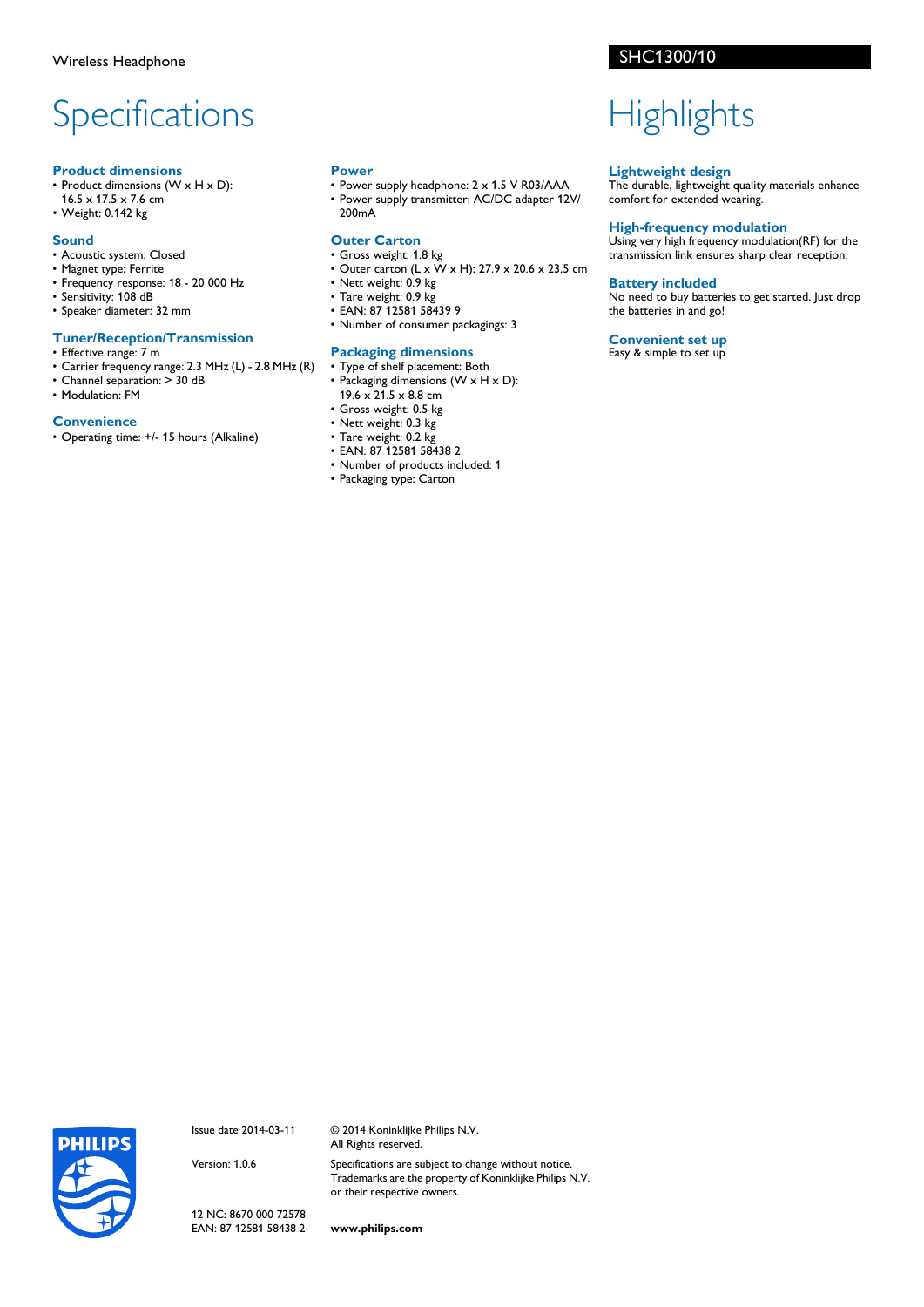# Specifications

### Product dimensions

- Product dimensions (W x H x D): 16.5 x 17.5 x 7.6 cm
- Weight: 0.142 kg

### Sound

- Acoustic system: Closed
- Magnet type: Ferrite
- Frequency response: 18 - 20 000 Hz
- Sensitivity: 108 dB
- Speaker diameter: 32 mm

### Tuner/Reception/Transmission

- Effective range: 7 m
- Carrier frequency range: 2.3 MHz (L) - 2.8 MHz (R)
- Channel separation: > 30 dB
- Modulation: FM

### Convenience

- Operating time: +/- 15 hours (Alkaline)

### Power

- Power supply headphone: 2 x 1.5 V R03/AAA
- Power supply transmitter: AC/DC adapter 12V/ 200mA

### Outer Carton

- Gross weight: 1.8 kg
- Outer carton (L x W x H): 27.9 x 20.6 x 23.5 cm
- Nett weight: 0.9 kg
- Tare weight: 0.9 kg
- EAN: 87 12581 58439 9
- Number of consumer packagings: 3

### Packaging dimensions

- Type of shelf placement: Both
- Packaging dimensions (W x H x D): 19.6 x 21.5 x 8.8 cm
- Gross weight: 0.5 kg
- Nett weight: 0.3 kg
- Tare weight: 0.2 kg
- EAN: 87 12581 58438 2
- Number of products included: 1
- Packaging type: Carton

# Highlights

### Lightweight design

The durable, lightweight quality materials enhance comfort for extended wearing.

### High-frequency modulation

Using very high frequency modulation(RF) for the transmission link ensures sharp clear reception.

### Battery included

No need to buy batteries to get started. Just drop the batteries in and go!

### Convenient set up

Easy & simple to set up

Issue date 2014-03-11

Version: 1.0.6

12 NC: 8670 000 72578
EAN: 87 12581 58438 2

© 2014 Koninklijke Philips N.V.
All Rights reserved.

Specifications are subject to change without notice. Trademarks are the property of Koninklijke Philips N.V. or their respective owners.

**www.philips.com**